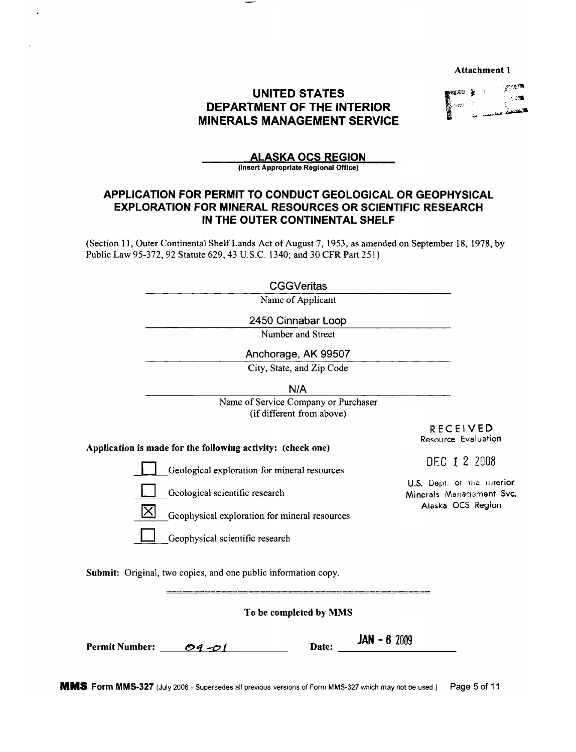Attachment 1

# UNITED STATES
# DEPARTMENT OF THE INTERIOR
# MINERALS MANAGEMENT SERVICE

**ALASKA OCS REGION**
(Insert Appropriate Regional Office)

## APPLICATION FOR PERMIT TO CONDUCT GEOLOGICAL OR GEOPHYSICAL EXPLORATION FOR MINERAL RESOURCES OR SCIENTIFIC RESEARCH IN THE OUTER CONTINENTAL SHELF

(Section 11, Outer Continental Shelf Lands Act of August 7, 1953, as amended on September 18, 1978, by Public Law 95-372, 92 Statute 629, 43 U.S.C. 1340; and 30 CFR Part 251)

CGGVeritas
Name of Applicant

2450 Cinnabar Loop
Number and Street

Anchorage, AK 99507
City, State, and Zip Code

N/A
Name of Service Company or Purchaser (if different from above)

RECEIVED
Resource Evaluation
DEC 12 2008
U.S. Dept. of the Interior
Minerals Management Svc.
Alaska OCS Region

**Application is made for the following activity: (check one)**

- [ ] Geological exploration for mineral resources
- [ ] Geological scientific research
- [x] Geophysical exploration for mineral resources
- [ ] Geophysical scientific research

**Submit:** Original, two copies, and one public information copy.

---

**To be completed by MMS**

**Permit Number:** 09-01 **Date:** JAN - 6 2009

**MMS Form MMS-327** (July 2006 - Supersedes all previous versions of Form MMS-327 which may not be used.)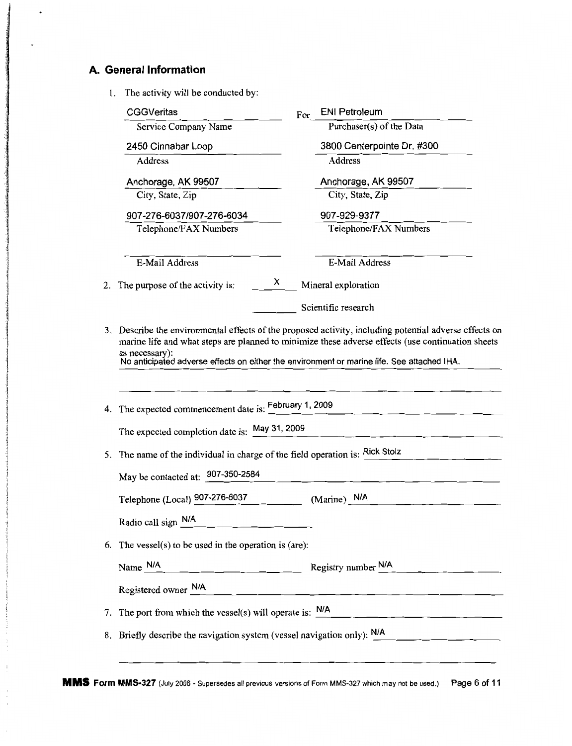## A. General Information

1. The activity will be conducted by:

| Service Company | Purchaser(s) of the Data |
|---|---|
| CGGVeritas | For ENI Petroleum |
| **Service Company Name** | **Purchaser(s) of the Data** |
| 2450 Cinnabar Loop | 3800 Centerpointe Dr. #300 |
| **Address** | **Address** |
| Anchorage, AK 99507 | Anchorage, AK 99507 |
| **City, State, Zip** | **City, State, Zip** |
| 907-276-6037/907-276-6034 | 907-929-9377 |
| **Telephone/FAX Numbers** | **Telephone/FAX Numbers** |
| | |
| **E-Mail Address** | **E-Mail Address** |

2. The purpose of the activity is: __X__ Mineral exploration

   ____ Scientific research

3. Describe the environmental effects of the proposed activity, including potential adverse effects on marine life and what steps are planned to minimize these adverse effects (use continuation sheets as necessary):
   No anticipated adverse effects on either the environment or marine life. See attached IHA.

4. The expected commencement date is: February 1, 2009

   The expected completion date is: May 31, 2009

5. The name of the individual in charge of the field operation is: Rick Stolz

   May be contacted at: 907-350-2584

   Telephone (Local) 907-276-6037 (Marine) N/A

   Radio call sign N/A

6. The vessel(s) to be used in the operation is (are):

   Name N/A Registry number N/A

   Registered owner N/A

7. The port from which the vessel(s) will operate is: N/A

8. Briefly describe the navigation system (vessel navigation only): N/A

**MMS** Form MMS-327 (July 2006 - Supersedes all previous versions of Form MMS-327 which may not be used.)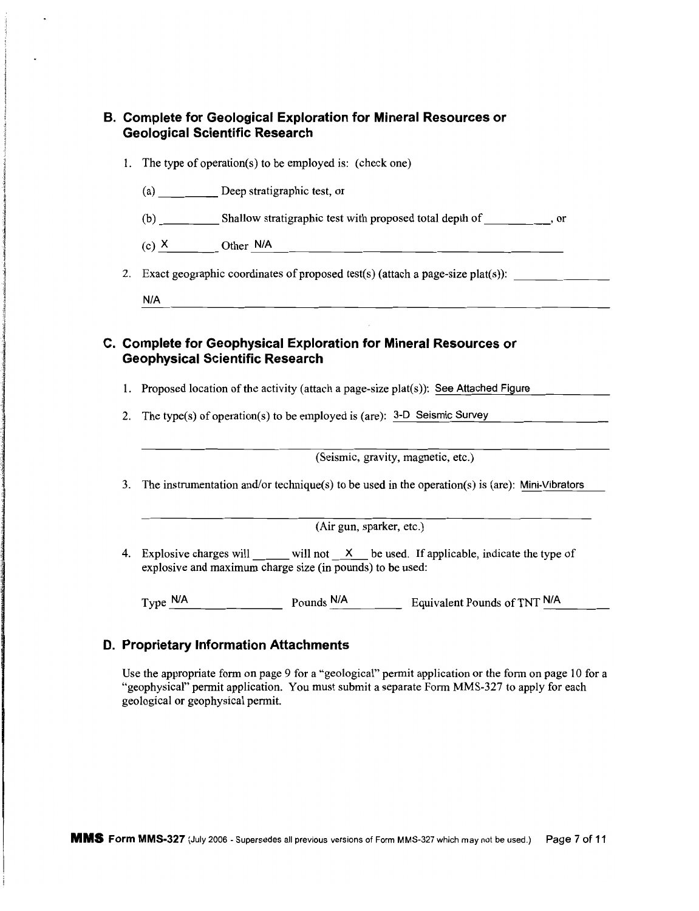## B. Complete for Geological Exploration for Mineral Resources or Geological Scientific Research

1. The type of operation(s) to be employed is: (check one)

   (a) __________ Deep stratigraphic test, or

   (b) __________ Shallow stratigraphic test with proposed total depth of __________, or

   (c) X Other N/A

2. Exact geographic coordinates of proposed test(s) (attach a page-size plat(s)):

   N/A

## C. Complete for Geophysical Exploration for Mineral Resources or Geophysical Scientific Research

1. Proposed location of the activity (attach a page-size plat(s)): See Attached Figure

2. The type(s) of operation(s) to be employed is (are): 3-D Seismic Survey

   (Seismic, gravity, magnetic, etc.)

3. The instrumentation and/or technique(s) to be used in the operation(s) is (are): Mini-Vibrators

   (Air gun, sparker, etc.)

4. Explosive charges will ______ will not X be used. If applicable, indicate the type of explosive and maximum charge size (in pounds) to be used:

   Type N/A    Pounds N/A    Equivalent Pounds of TNT N/A

## D. Proprietary Information Attachments

Use the appropriate form on page 9 for a "geological" permit application or the form on page 10 for a "geophysical" permit application. You must submit a separate Form MMS-327 to apply for each geological or geophysical permit.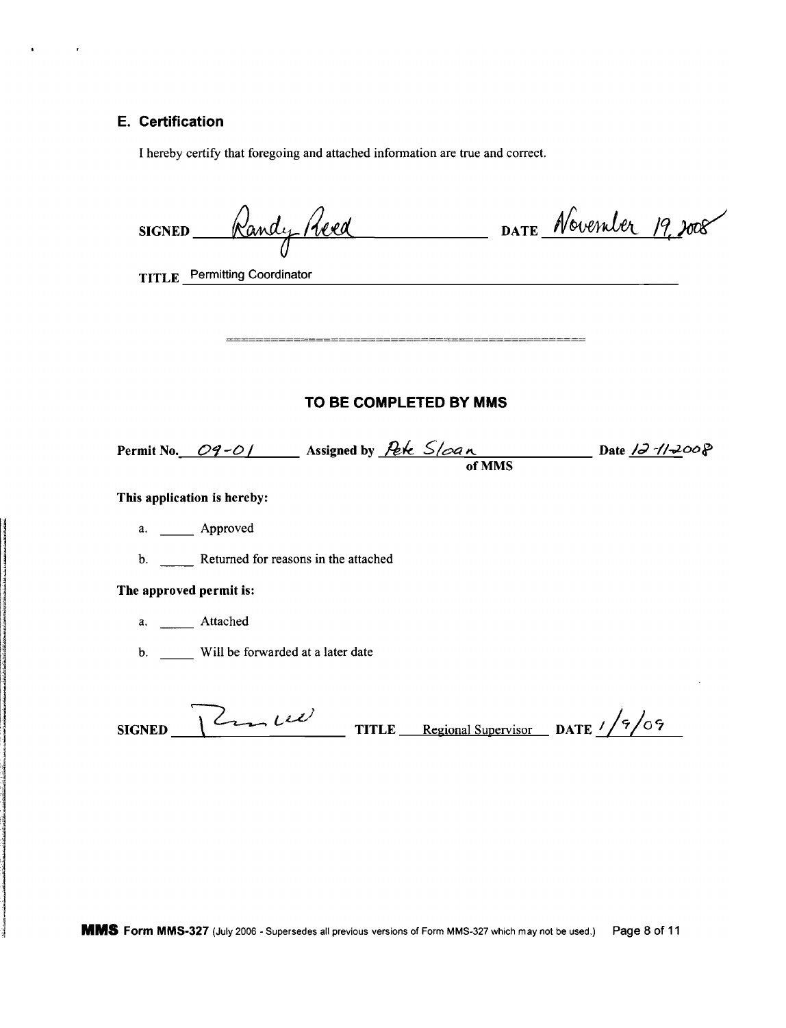## E. Certification

I hereby certify that foregoing and attached information are true and correct.

**SIGNED** Randy Reed **DATE** November 19, 2008

**TITLE** Permitting Coordinator

---

### TO BE COMPLETED BY MMS

**Permit No.** 09-01 **Assigned by** Pete Sloan **of MMS** **Date** 12-11-2008

**This application is hereby:**

a. _____ Approved

b. _____ Returned for reasons in the attached

**The approved permit is:**

a. _____ Attached

b. _____ Will be forwarded at a later date

**SIGNED** [signature] **TITLE** Regional Supervisor **DATE** 1/9/09

**MMS Form MMS-327** (July 2006 - Supersedes all previous versions of Form MMS-327 which may not be used.)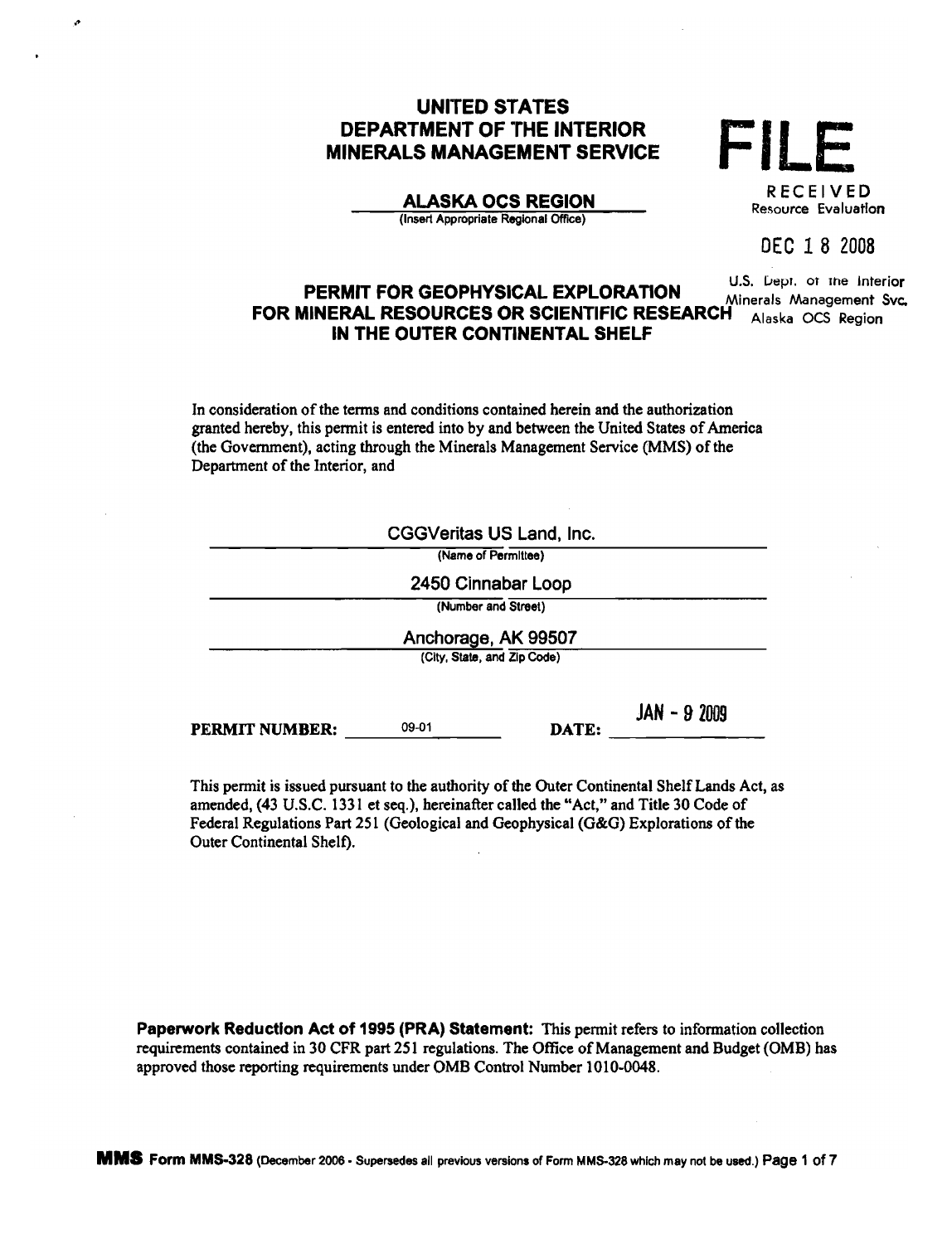**UNITED STATES**
**DEPARTMENT OF THE INTERIOR**
**MINERALS MANAGEMENT SERVICE**

**FILE**

**ALASKA OCS REGION**
(Insert Appropriate Regional Office)

RECEIVED
Resource Evaluation

DEC 18 2008

U.S. Dept. of the Interior
Minerals Management Svc.
Alaska OCS Region

# PERMIT FOR GEOPHYSICAL EXPLORATION FOR MINERAL RESOURCES OR SCIENTIFIC RESEARCH IN THE OUTER CONTINENTAL SHELF

In consideration of the terms and conditions contained herein and the authorization granted hereby, this permit is entered into by and between the United States of America (the Government), acting through the Minerals Management Service (MMS) of the Department of the Interior, and

CGGVeritas US Land, Inc.
(Name of Permittee)

2450 Cinnabar Loop
(Number and Street)

Anchorage, AK 99507
(City, State, and Zip Code)

**PERMIT NUMBER:** 09-01 **DATE:** JAN - 9 2009

This permit is issued pursuant to the authority of the Outer Continental Shelf Lands Act, as amended, (43 U.S.C. 1331 et seq.), hereinafter called the "Act," and Title 30 Code of Federal Regulations Part 251 (Geological and Geophysical (G&G) Explorations of the Outer Continental Shelf).

**Paperwork Reduction Act of 1995 (PRA) Statement:** This permit refers to information collection requirements contained in 30 CFR part 251 regulations. The Office of Management and Budget (OMB) has approved those reporting requirements under OMB Control Number 1010-0048.

**MMS Form MMS-328** (December 2006 - Supersedes all previous versions of Form MMS-328 which may not be used.)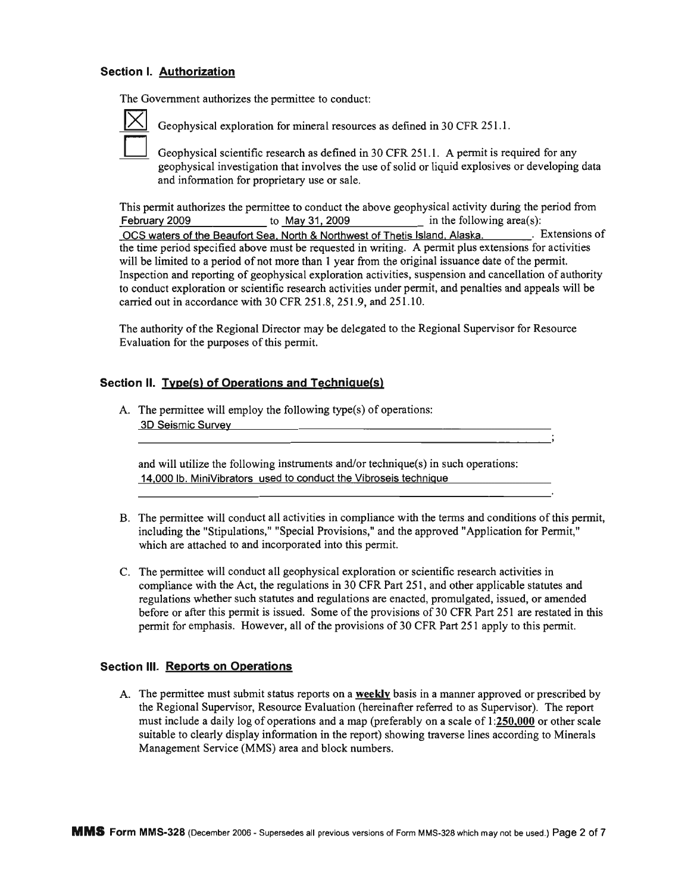### Section I. Authorization

The Government authorizes the permittee to conduct:

- [X] Geophysical exploration for mineral resources as defined in 30 CFR 251.1.
- [ ] Geophysical scientific research as defined in 30 CFR 251.1. A permit is required for any geophysical investigation that involves the use of solid or liquid explosives or developing data and information for proprietary use or sale.

This permit authorizes the permittee to conduct the above geophysical activity during the period from February 2009 to May 31, 2009 in the following area(s): OCS waters of the Beaufort Sea, North & Northwest of Thetis Island, Alaska. Extensions of the time period specified above must be requested in writing. A permit plus extensions for activities will be limited to a period of not more than 1 year from the original issuance date of the permit. Inspection and reporting of geophysical exploration activities, suspension and cancellation of authority to conduct exploration or scientific research activities under permit, and penalties and appeals will be carried out in accordance with 30 CFR 251.8, 251.9, and 251.10.

The authority of the Regional Director may be delegated to the Regional Supervisor for Resource Evaluation for the purposes of this permit.

### Section II. Type(s) of Operations and Technique(s)

A. The permittee will employ the following type(s) of operations: 3D Seismic Survey;

and will utilize the following instruments and/or technique(s) in such operations: 14,000 lb. MiniVibrators used to conduct the Vibroseis technique.

B. The permittee will conduct all activities in compliance with the terms and conditions of this permit, including the "Stipulations," "Special Provisions," and the approved "Application for Permit," which are attached to and incorporated into this permit.

C. The permittee will conduct all geophysical exploration or scientific research activities in compliance with the Act, the regulations in 30 CFR Part 251, and other applicable statutes and regulations whether such statutes and regulations are enacted, promulgated, issued, or amended before or after this permit is issued. Some of the provisions of 30 CFR Part 251 are restated in this permit for emphasis. However, all of the provisions of 30 CFR Part 251 apply to this permit.

### Section III. Reports on Operations

A. The permittee must submit status reports on a **weekly** basis in a manner approved or prescribed by the Regional Supervisor, Resource Evaluation (hereinafter referred to as Supervisor). The report must include a daily log of operations and a map (preferably on a scale of 1:**250,000** or other scale suitable to clearly display information in the report) showing traverse lines according to Minerals Management Service (MMS) area and block numbers.

**MMS** Form MMS-328 (December 2006 - Supersedes all previous versions of Form MMS-328 which may not be used.)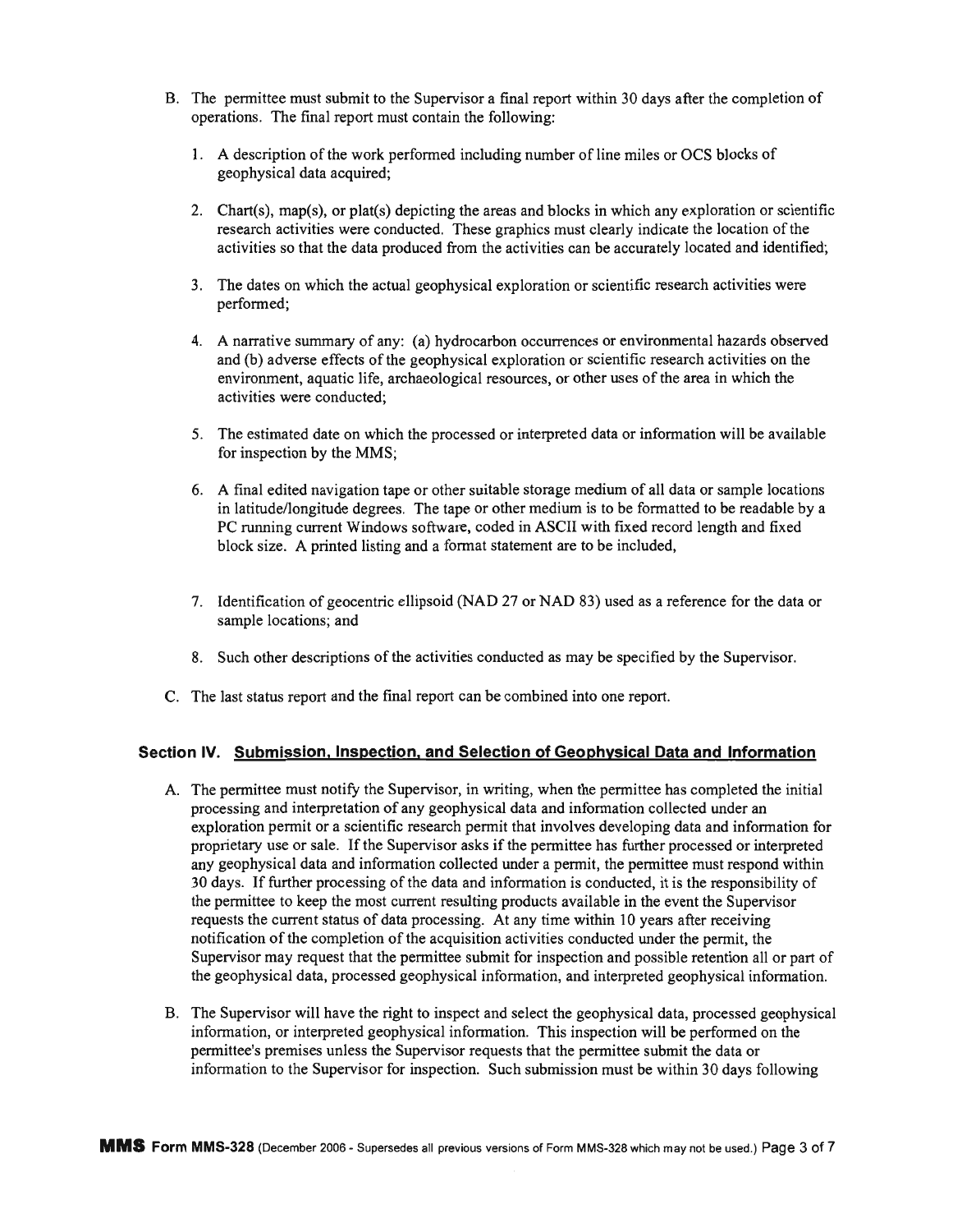B. The permittee must submit to the Supervisor a final report within 30 days after the completion of operations. The final report must contain the following:

   1. A description of the work performed including number of line miles or OCS blocks of geophysical data acquired;

   2. Chart(s), map(s), or plat(s) depicting the areas and blocks in which any exploration or scientific research activities were conducted. These graphics must clearly indicate the location of the activities so that the data produced from the activities can be accurately located and identified;

   3. The dates on which the actual geophysical exploration or scientific research activities were performed;

   4. A narrative summary of any: (a) hydrocarbon occurrences or environmental hazards observed and (b) adverse effects of the geophysical exploration or scientific research activities on the environment, aquatic life, archaeological resources, or other uses of the area in which the activities were conducted;

   5. The estimated date on which the processed or interpreted data or information will be available for inspection by the MMS;

   6. A final edited navigation tape or other suitable storage medium of all data or sample locations in latitude/longitude degrees. The tape or other medium is to be formatted to be readable by a PC running current Windows software, coded in ASCII with fixed record length and fixed block size. A printed listing and a format statement are to be included,

   7. Identification of geocentric ellipsoid (NAD 27 or NAD 83) used as a reference for the data or sample locations; and

   8. Such other descriptions of the activities conducted as may be specified by the Supervisor.

C. The last status report and the final report can be combined into one report.

## Section IV. Submission, Inspection, and Selection of Geophysical Data and Information

A. The permittee must notify the Supervisor, in writing, when the permittee has completed the initial processing and interpretation of any geophysical data and information collected under an exploration permit or a scientific research permit that involves developing data and information for proprietary use or sale. If the Supervisor asks if the permittee has further processed or interpreted any geophysical data and information collected under a permit, the permittee must respond within 30 days. If further processing of the data and information is conducted, it is the responsibility of the permittee to keep the most current resulting products available in the event the Supervisor requests the current status of data processing. At any time within 10 years after receiving notification of the completion of the acquisition activities conducted under the permit, the Supervisor may request that the permittee submit for inspection and possible retention all or part of the geophysical data, processed geophysical information, and interpreted geophysical information.

B. The Supervisor will have the right to inspect and select the geophysical data, processed geophysical information, or interpreted geophysical information. This inspection will be performed on the permittee's premises unless the Supervisor requests that the permittee submit the data or information to the Supervisor for inspection. Such submission must be within 30 days following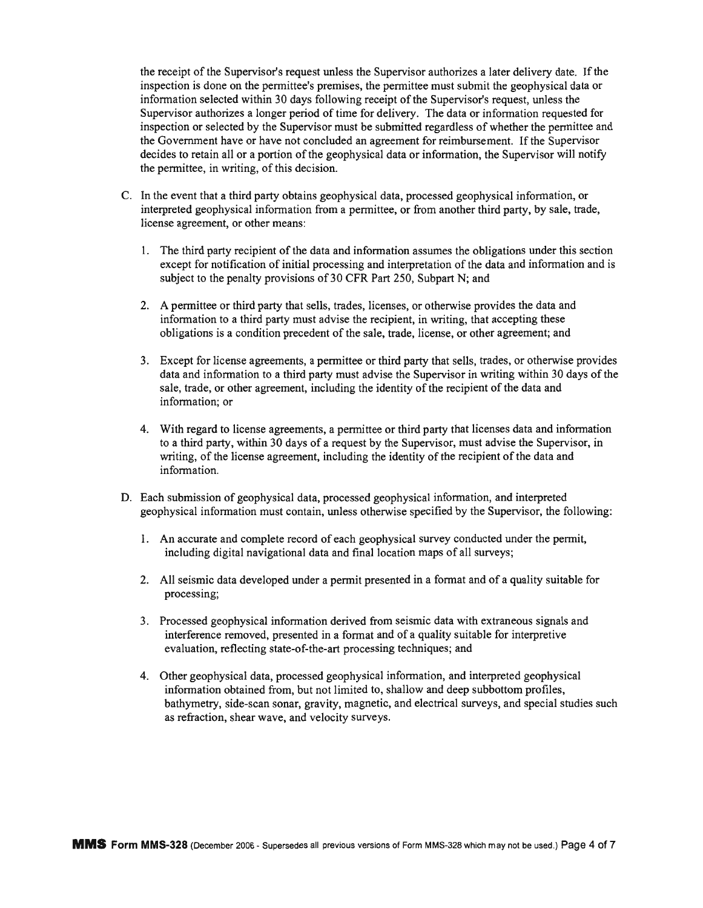the receipt of the Supervisor's request unless the Supervisor authorizes a later delivery date. If the inspection is done on the permittee's premises, the permittee must submit the geophysical data or information selected within 30 days following receipt of the Supervisor's request, unless the Supervisor authorizes a longer period of time for delivery. The data or information requested for inspection or selected by the Supervisor must be submitted regardless of whether the permittee and the Government have or have not concluded an agreement for reimbursement. If the Supervisor decides to retain all or a portion of the geophysical data or information, the Supervisor will notify the permittee, in writing, of this decision.

C. In the event that a third party obtains geophysical data, processed geophysical information, or interpreted geophysical information from a permittee, or from another third party, by sale, trade, license agreement, or other means:

1. The third party recipient of the data and information assumes the obligations under this section except for notification of initial processing and interpretation of the data and information and is subject to the penalty provisions of 30 CFR Part 250, Subpart N; and

2. A permittee or third party that sells, trades, licenses, or otherwise provides the data and information to a third party must advise the recipient, in writing, that accepting these obligations is a condition precedent of the sale, trade, license, or other agreement; and

3. Except for license agreements, a permittee or third party that sells, trades, or otherwise provides data and information to a third party must advise the Supervisor in writing within 30 days of the sale, trade, or other agreement, including the identity of the recipient of the data and information; or

4. With regard to license agreements, a permittee or third party that licenses data and information to a third party, within 30 days of a request by the Supervisor, must advise the Supervisor, in writing, of the license agreement, including the identity of the recipient of the data and information.

D. Each submission of geophysical data, processed geophysical information, and interpreted geophysical information must contain, unless otherwise specified by the Supervisor, the following:

1. An accurate and complete record of each geophysical survey conducted under the permit, including digital navigational data and final location maps of all surveys;

2. All seismic data developed under a permit presented in a format and of a quality suitable for processing;

3. Processed geophysical information derived from seismic data with extraneous signals and interference removed, presented in a format and of a quality suitable for interpretive evaluation, reflecting state-of-the-art processing techniques; and

4. Other geophysical data, processed geophysical information, and interpreted geophysical information obtained from, but not limited to, shallow and deep subbottom profiles, bathymetry, side-scan sonar, gravity, magnetic, and electrical surveys, and special studies such as refraction, shear wave, and velocity surveys.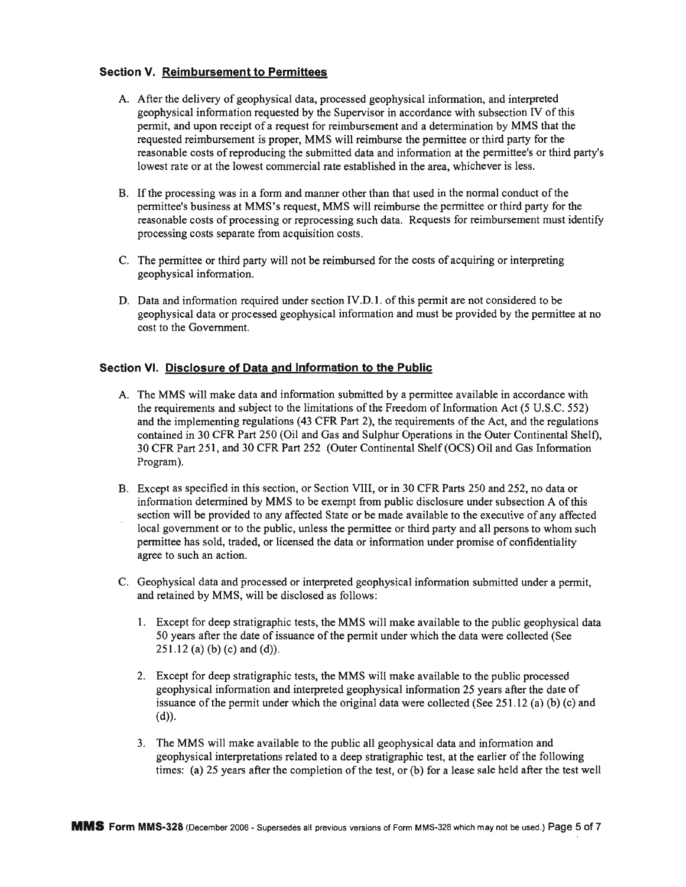### Section V. Reimbursement to Permittees

A. After the delivery of geophysical data, processed geophysical information, and interpreted geophysical information requested by the Supervisor in accordance with subsection IV of this permit, and upon receipt of a request for reimbursement and a determination by MMS that the requested reimbursement is proper, MMS will reimburse the permittee or third party for the reasonable costs of reproducing the submitted data and information at the permittee's or third party's lowest rate or at the lowest commercial rate established in the area, whichever is less.

B. If the processing was in a form and manner other than that used in the normal conduct of the permittee's business at MMS's request, MMS will reimburse the permittee or third party for the reasonable costs of processing or reprocessing such data. Requests for reimbursement must identify processing costs separate from acquisition costs.

C. The permittee or third party will not be reimbursed for the costs of acquiring or interpreting geophysical information.

D. Data and information required under section IV.D.1. of this permit are not considered to be geophysical data or processed geophysical information and must be provided by the permittee at no cost to the Government.

### Section VI. Disclosure of Data and Information to the Public

A. The MMS will make data and information submitted by a permittee available in accordance with the requirements and subject to the limitations of the Freedom of Information Act (5 U.S.C. 552) and the implementing regulations (43 CFR Part 2), the requirements of the Act, and the regulations contained in 30 CFR Part 250 (Oil and Gas and Sulphur Operations in the Outer Continental Shelf), 30 CFR Part 251, and 30 CFR Part 252 (Outer Continental Shelf (OCS) Oil and Gas Information Program).

B. Except as specified in this section, or Section VIII, or in 30 CFR Parts 250 and 252, no data or information determined by MMS to be exempt from public disclosure under subsection A of this section will be provided to any affected State or be made available to the executive of any affected local government or to the public, unless the permittee or third party and all persons to whom such permittee has sold, traded, or licensed the data or information under promise of confidentiality agree to such an action.

C. Geophysical data and processed or interpreted geophysical information submitted under a permit, and retained by MMS, will be disclosed as follows:

1. Except for deep stratigraphic tests, the MMS will make available to the public geophysical data 50 years after the date of issuance of the permit under which the data were collected (See 251.12 (a) (b) (c) and (d)).

2. Except for deep stratigraphic tests, the MMS will make available to the public processed geophysical information and interpreted geophysical information 25 years after the date of issuance of the permit under which the original data were collected (See 251.12 (a) (b) (c) and (d)).

3. The MMS will make available to the public all geophysical data and information and geophysical interpretations related to a deep stratigraphic test, at the earlier of the following times: (a) 25 years after the completion of the test, or (b) for a lease sale held after the test well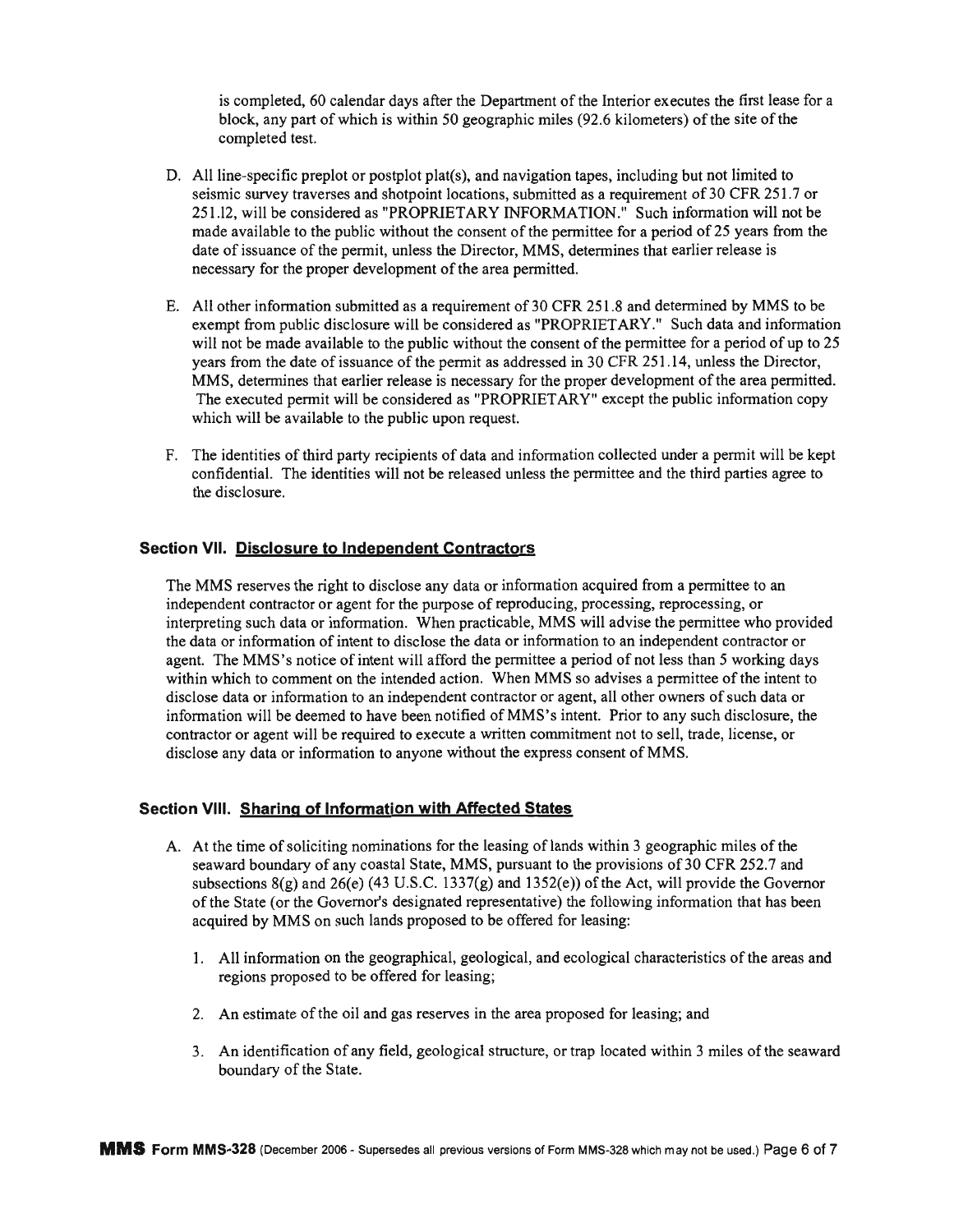is completed, 60 calendar days after the Department of the Interior executes the first lease for a block, any part of which is within 50 geographic miles (92.6 kilometers) of the site of the completed test.

D. All line-specific preplot or postplot plat(s), and navigation tapes, including but not limited to seismic survey traverses and shotpoint locations, submitted as a requirement of 30 CFR 251.7 or 251.12, will be considered as "PROPRIETARY INFORMATION." Such information will not be made available to the public without the consent of the permittee for a period of 25 years from the date of issuance of the permit, unless the Director, MMS, determines that earlier release is necessary for the proper development of the area permitted.

E. All other information submitted as a requirement of 30 CFR 251.8 and determined by MMS to be exempt from public disclosure will be considered as "PROPRIETARY." Such data and information will not be made available to the public without the consent of the permittee for a period of up to 25 years from the date of issuance of the permit as addressed in 30 CFR 251.14, unless the Director, MMS, determines that earlier release is necessary for the proper development of the area permitted. The executed permit will be considered as "PROPRIETARY" except the public information copy which will be available to the public upon request.

F. The identities of third party recipients of data and information collected under a permit will be kept confidential. The identities will not be released unless the permittee and the third parties agree to the disclosure.

### Section VII. Disclosure to Independent Contractors

The MMS reserves the right to disclose any data or information acquired from a permittee to an independent contractor or agent for the purpose of reproducing, processing, reprocessing, or interpreting such data or information. When practicable, MMS will advise the permittee who provided the data or information of intent to disclose the data or information to an independent contractor or agent. The MMS's notice of intent will afford the permittee a period of not less than 5 working days within which to comment on the intended action. When MMS so advises a permittee of the intent to disclose data or information to an independent contractor or agent, all other owners of such data or information will be deemed to have been notified of MMS's intent. Prior to any such disclosure, the contractor or agent will be required to execute a written commitment not to sell, trade, license, or disclose any data or information to anyone without the express consent of MMS.

### Section VIII. Sharing of Information with Affected States

A. At the time of soliciting nominations for the leasing of lands within 3 geographic miles of the seaward boundary of any coastal State, MMS, pursuant to the provisions of 30 CFR 252.7 and subsections 8(g) and 26(e) (43 U.S.C. 1337(g) and 1352(e)) of the Act, will provide the Governor of the State (or the Governor's designated representative) the following information that has been acquired by MMS on such lands proposed to be offered for leasing:

   1. All information on the geographical, geological, and ecological characteristics of the areas and regions proposed to be offered for leasing;

   2. An estimate of the oil and gas reserves in the area proposed for leasing; and

   3. An identification of any field, geological structure, or trap located within 3 miles of the seaward boundary of the State.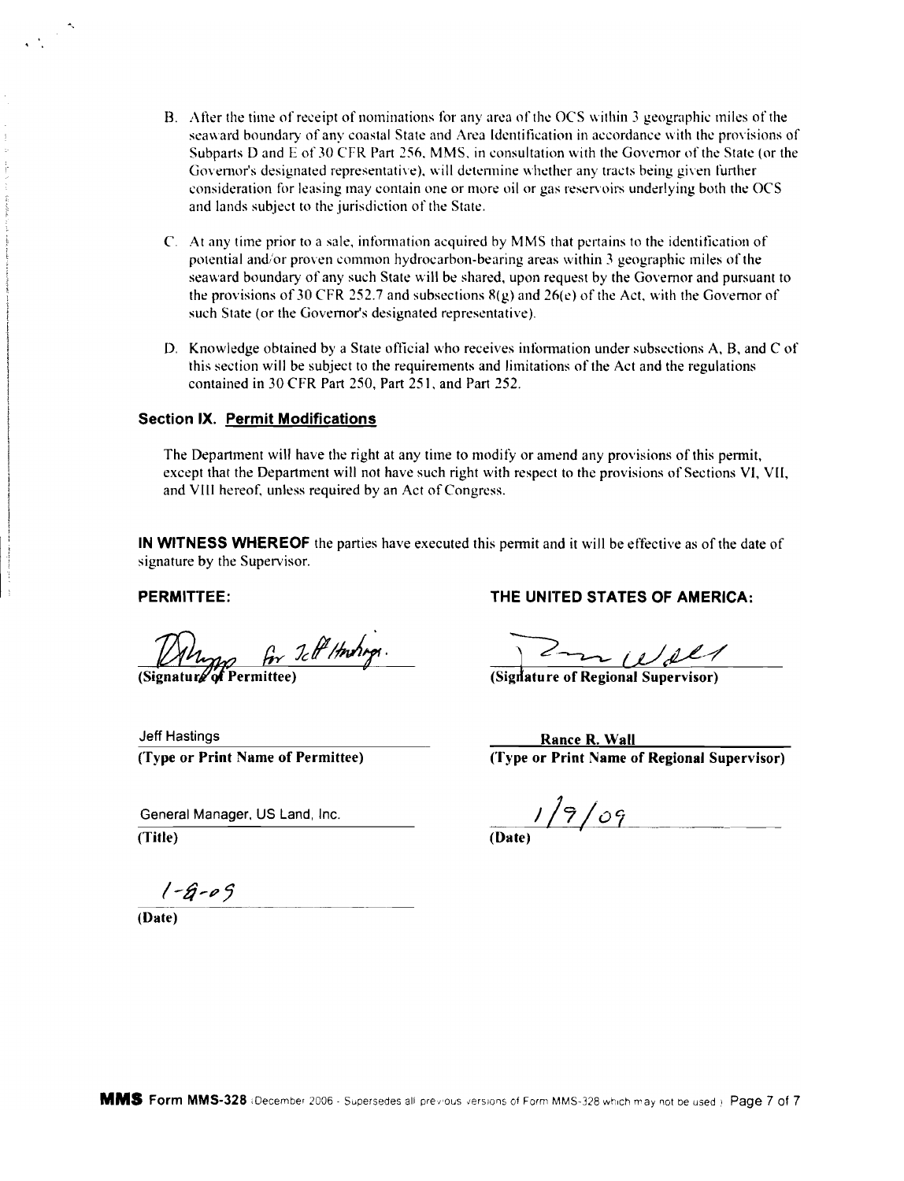B. After the time of receipt of nominations for any area of the OCS within 3 geographic miles of the seaward boundary of any coastal State and Area Identification in accordance with the provisions of Subparts D and E of 30 CFR Part 256, MMS, in consultation with the Governor of the State (or the Governor's designated representative), will determine whether any tracts being given further consideration for leasing may contain one or more oil or gas reservoirs underlying both the OCS and lands subject to the jurisdiction of the State.

C. At any time prior to a sale, information acquired by MMS that pertains to the identification of potential and/or proven common hydrocarbon-bearing areas within 3 geographic miles of the seaward boundary of any such State will be shared, upon request by the Governor and pursuant to the provisions of 30 CFR 252.7 and subsections 8(g) and 26(e) of the Act, with the Governor of such State (or the Governor's designated representative).

D. Knowledge obtained by a State official who receives information under subsections A, B, and C of this section will be subject to the requirements and limitations of the Act and the regulations contained in 30 CFR Part 250, Part 251, and Part 252.

### Section IX. Permit Modifications

The Department will have the right at any time to modify or amend any provisions of this permit, except that the Department will not have such right with respect to the provisions of Sections VI, VII, and VIII hereof, unless required by an Act of Congress.

**IN WITNESS WHEREOF** the parties have executed this permit and it will be effective as of the date of signature by the Supervisor.

| PERMITTEE: | THE UNITED STATES OF AMERICA: |
|---|---|
| *[signature] for Jeff Hastings* | *[signature]* |
| **(Signature of Permittee)** | **(Signature of Regional Supervisor)** |
| Jeff Hastings | Rance R. Wall |
| **(Type or Print Name of Permittee)** | **(Type or Print Name of Regional Supervisor)** |
| General Manager, US Land, Inc. | 1/9/09 |
| **(Title)** | **(Date)** |
| 1-8-09 | |
| **(Date)** | |

**MMS** Form MMS-328 (December 2006 - Supersedes all previous versions of Form MMS-328 which may not be used.)